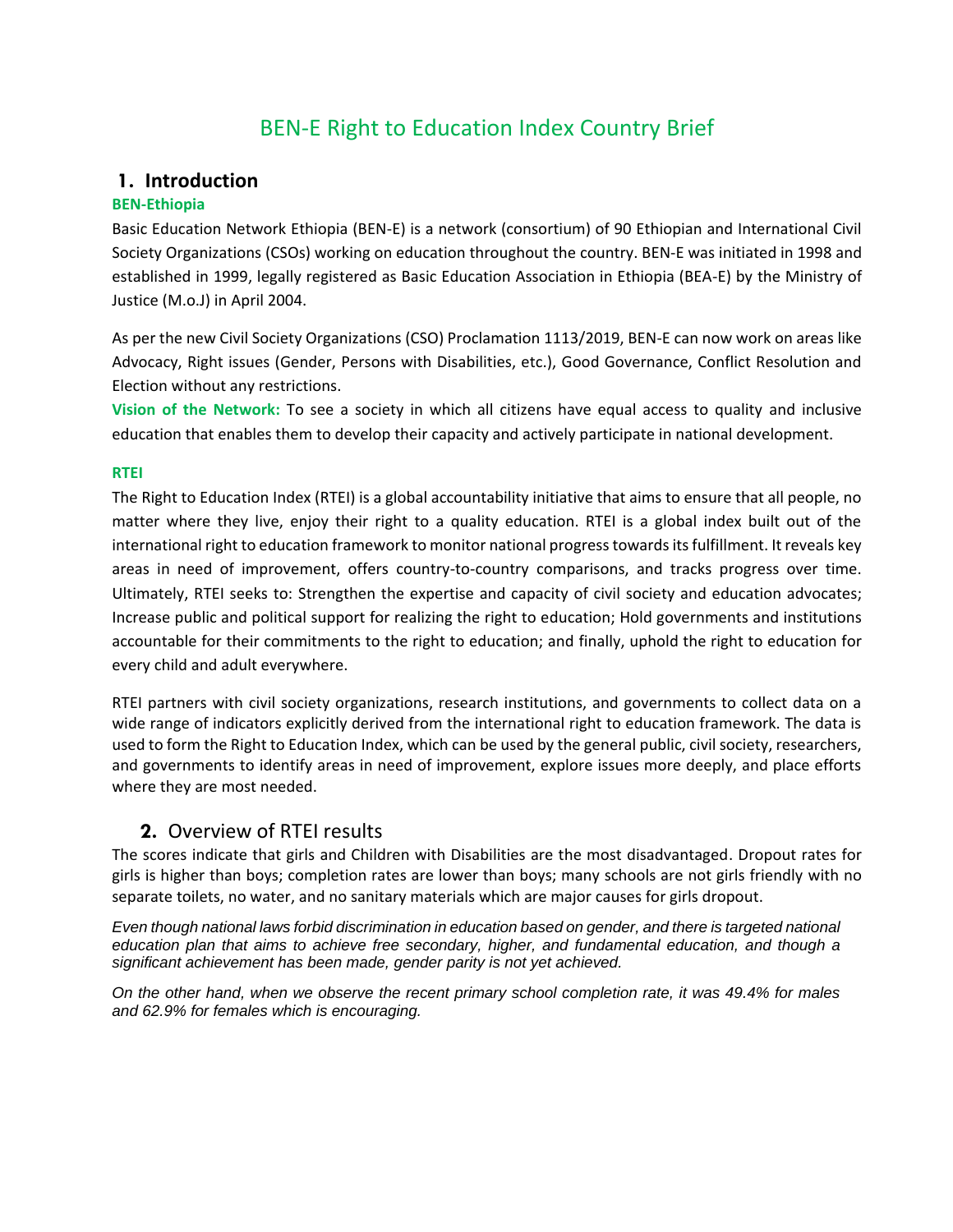# BEN-E Right to Education Index Country Brief

## 1. Introduction

**BEN-Ethiopia**

Basic Education Network Ethiopia (BEN-E) is a network (consortium) of 90 Ethiopian and International Civil Society Organizations (CSOs) working on education throughout the country. BEN-E was initiated in 1998 and established in 1999, legally registered as Basic Education Association in Ethiopia (BEA-E) by the Ministry of Justice (M.o.J) in April 2004.

As per the new Civil Society Organizations (CSO) Proclamation 1113/2019, BEN-E can now work on areas like Advocacy, Right issues (Gender, Persons with Disabilities, etc.), Good Governance, Conflict Resolution and Election without any restrictions.

**Vision of the Network:** To see a society in which all citizens have equal access to quality and inclusive education that enables them to develop their capacity and actively participate in national development.

**RTEI**

The Right to Education Index (RTEI) is a global accountability initiative that aims to ensure that all people, no matter where they live, enjoy their right to a quality education. RTEI is a global index built out of the international right to education framework to monitor national progress towards its fulfillment. It reveals key areas in need of improvement, offers country-to-country comparisons, and tracks progress over time. Ultimately, RTEI seeks to: Strengthen the expertise and capacity of civil society and education advocates; Increase public and political support for realizing the right to education; Hold governments and institutions accountable for their commitments to the right to education; and finally, uphold the right to education for every child and adult everywhere.

RTEI partners with civil society organizations, research institutions, and governments to collect data on a wide range of indicators explicitly derived from the international right to education framework. The data is used to form the Right to Education Index, which can be used by the general public, civil society, researchers, and governments to identify areas in need of improvement, explore issues more deeply, and place efforts where they are most needed.

## 2. Overview of RTEI results

The scores indicate that girls and Children with Disabilities are the most disadvantaged. Dropout rates for girls is higher than boys; completion rates are lower than boys; many schools are not girls friendly with no separate toilets, no water, and no sanitary materials which are major causes for girls dropout.

*Even though national laws forbid discrimination in education based on gender, and there is targeted national education plan that aims to achieve free secondary, higher, and fundamental education, and though a significant achievement has been made, gender parity is not yet achieved.*

*On the other hand, when we observe the recent primary school completion rate, it was 49.4% for males and 62.9% for females which is encouraging.*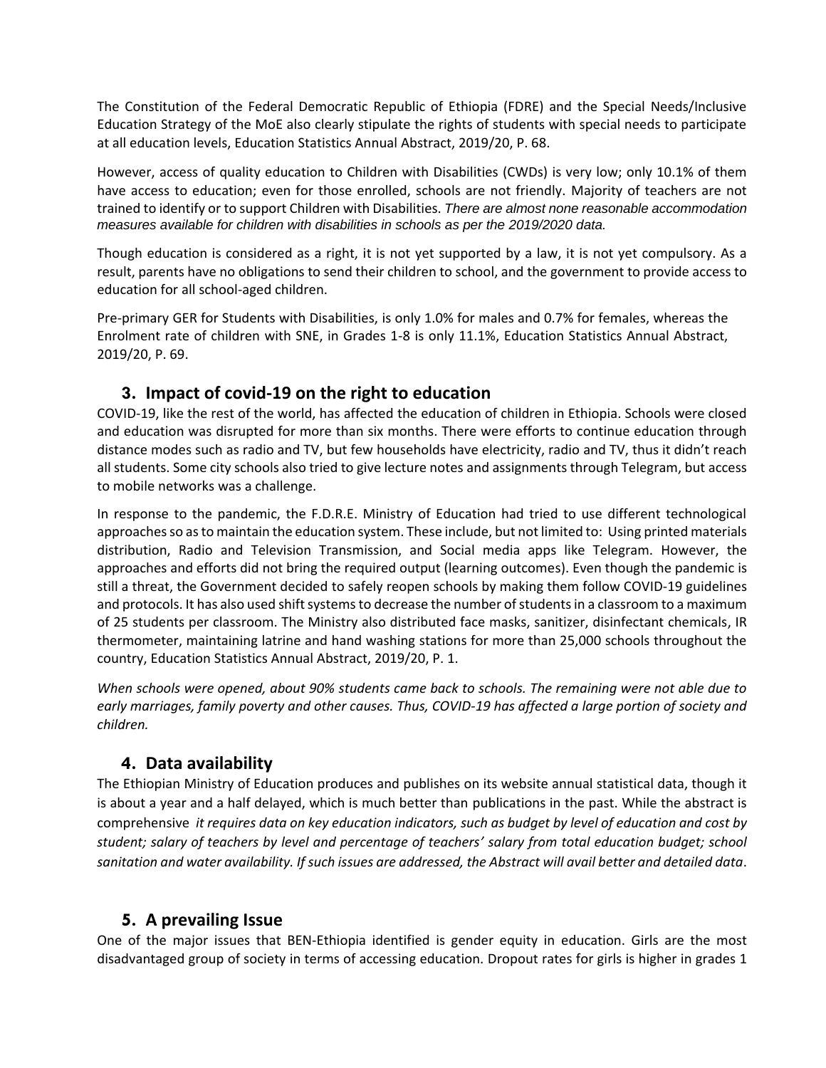The Constitution of the Federal Democratic Republic of Ethiopia (FDRE) and the Special Needs/Inclusive Education Strategy of the MoE also clearly stipulate the rights of students with special needs to participate at all education levels, Education Statistics Annual Abstract, 2019/20, P. 68.

However, access of quality education to Children with Disabilities (CWDs) is very low; only 10.1% of them have access to education; even for those enrolled, schools are not friendly. Majority of teachers are not trained to identify or to support Children with Disabilities. *There are almost none reasonable accommodation measures available for children with disabilities in schools as per the 2019/2020 data.*

Though education is considered as a right, it is not yet supported by a law, it is not yet compulsory. As a result, parents have no obligations to send their children to school, and the government to provide access to education for all school-aged children.

Pre-primary GER for Students with Disabilities, is only 1.0% for males and 0.7% for females, whereas the Enrolment rate of children with SNE, in Grades 1-8 is only 11.1%, Education Statistics Annual Abstract, 2019/20, P. 69.

## 3. Impact of covid-19 on the right to education

COVID-19, like the rest of the world, has affected the education of children in Ethiopia. Schools were closed and education was disrupted for more than six months. There were efforts to continue education through distance modes such as radio and TV, but few households have electricity, radio and TV, thus it didn't reach all students. Some city schools also tried to give lecture notes and assignments through Telegram, but access to mobile networks was a challenge.

In response to the pandemic, the F.D.R.E. Ministry of Education had tried to use different technological approaches so as to maintain the education system. These include, but not limited to: Using printed materials distribution, Radio and Television Transmission, and Social media apps like Telegram. However, the approaches and efforts did not bring the required output (learning outcomes). Even though the pandemic is still a threat, the Government decided to safely reopen schools by making them follow COVID-19 guidelines and protocols. It has also used shift systems to decrease the number of students in a classroom to a maximum of 25 students per classroom. The Ministry also distributed face masks, sanitizer, disinfectant chemicals, IR thermometer, maintaining latrine and hand washing stations for more than 25,000 schools throughout the country, Education Statistics Annual Abstract, 2019/20, P. 1.

*When schools were opened, about 90% students came back to schools. The remaining were not able due to early marriages, family poverty and other causes. Thus, COVID-19 has affected a large portion of society and children.*

## 4. Data availability

The Ethiopian Ministry of Education produces and publishes on its website annual statistical data, though it is about a year and a half delayed, which is much better than publications in the past. While the abstract is comprehensive *it requires data on key education indicators, such as budget by level of education and cost by student; salary of teachers by level and percentage of teachers' salary from total education budget; school sanitation and water availability. If such issues are addressed, the Abstract will avail better and detailed data*.

## 5. A prevailing Issue

One of the major issues that BEN-Ethiopia identified is gender equity in education. Girls are the most disadvantaged group of society in terms of accessing education. Dropout rates for girls is higher in grades 1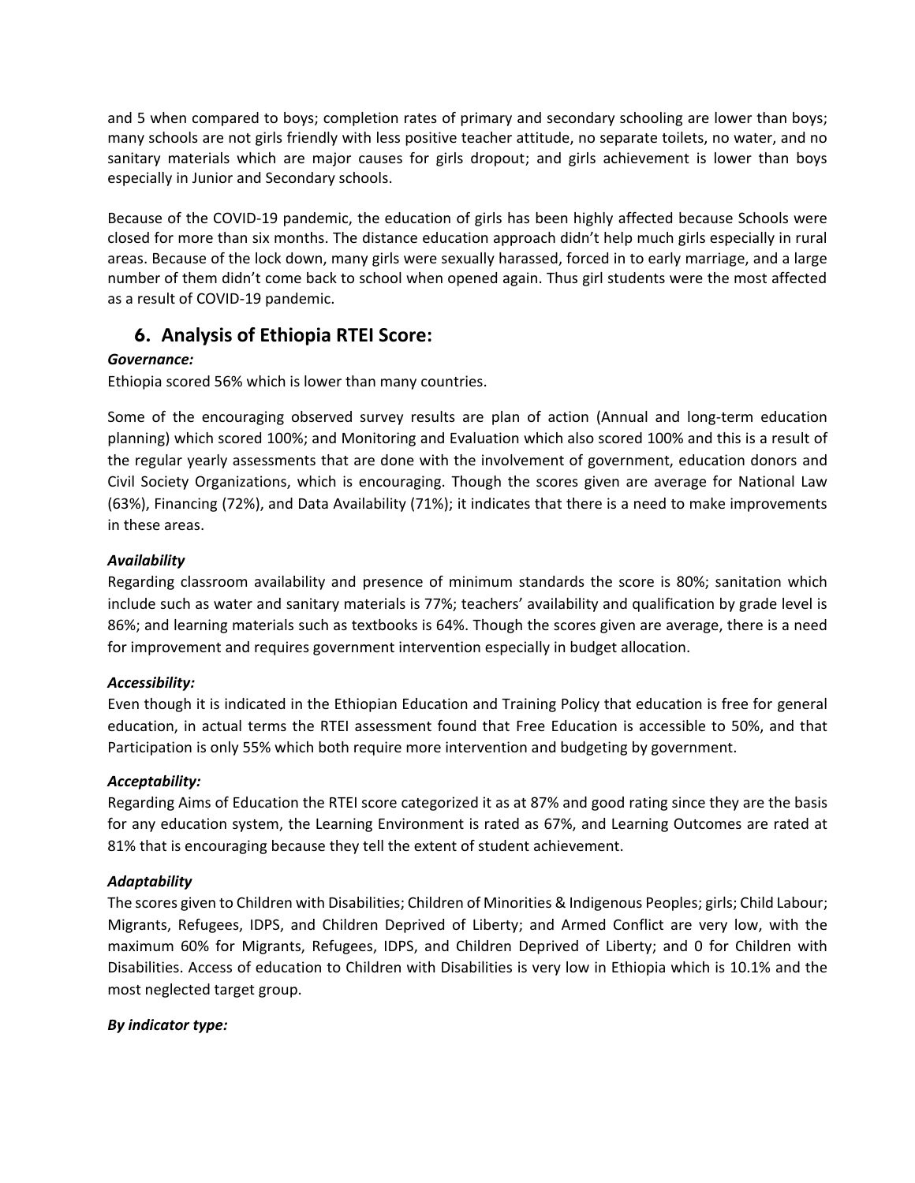and 5 when compared to boys; completion rates of primary and secondary schooling are lower than boys; many schools are not girls friendly with less positive teacher attitude, no separate toilets, no water, and no sanitary materials which are major causes for girls dropout; and girls achievement is lower than boys especially in Junior and Secondary schools.

Because of the COVID-19 pandemic, the education of girls has been highly affected because Schools were closed for more than six months. The distance education approach didn't help much girls especially in rural areas. Because of the lock down, many girls were sexually harassed, forced in to early marriage, and a large number of them didn't come back to school when opened again. Thus girl students were the most affected as a result of COVID-19 pandemic.

## 6. Analysis of Ethiopia RTEI Score:

***Governance:***

Ethiopia scored 56% which is lower than many countries.

Some of the encouraging observed survey results are plan of action (Annual and long-term education planning) which scored 100%; and Monitoring and Evaluation which also scored 100% and this is a result of the regular yearly assessments that are done with the involvement of government, education donors and Civil Society Organizations, which is encouraging. Though the scores given are average for National Law (63%), Financing (72%), and Data Availability (71%); it indicates that there is a need to make improvements in these areas.

***Availability***

Regarding classroom availability and presence of minimum standards the score is 80%; sanitation which include such as water and sanitary materials is 77%; teachers' availability and qualification by grade level is 86%; and learning materials such as textbooks is 64%. Though the scores given are average, there is a need for improvement and requires government intervention especially in budget allocation.

***Accessibility:***

Even though it is indicated in the Ethiopian Education and Training Policy that education is free for general education, in actual terms the RTEI assessment found that Free Education is accessible to 50%, and that Participation is only 55% which both require more intervention and budgeting by government.

***Acceptability:***

Regarding Aims of Education the RTEI score categorized it as at 87% and good rating since they are the basis for any education system, the Learning Environment is rated as 67%, and Learning Outcomes are rated at 81% that is encouraging because they tell the extent of student achievement.

***Adaptability***

The scores given to Children with Disabilities; Children of Minorities & Indigenous Peoples; girls; Child Labour; Migrants, Refugees, IDPS, and Children Deprived of Liberty; and Armed Conflict are very low, with the maximum 60% for Migrants, Refugees, IDPS, and Children Deprived of Liberty; and 0 for Children with Disabilities. Access of education to Children with Disabilities is very low in Ethiopia which is 10.1% and the most neglected target group.

***By indicator type:***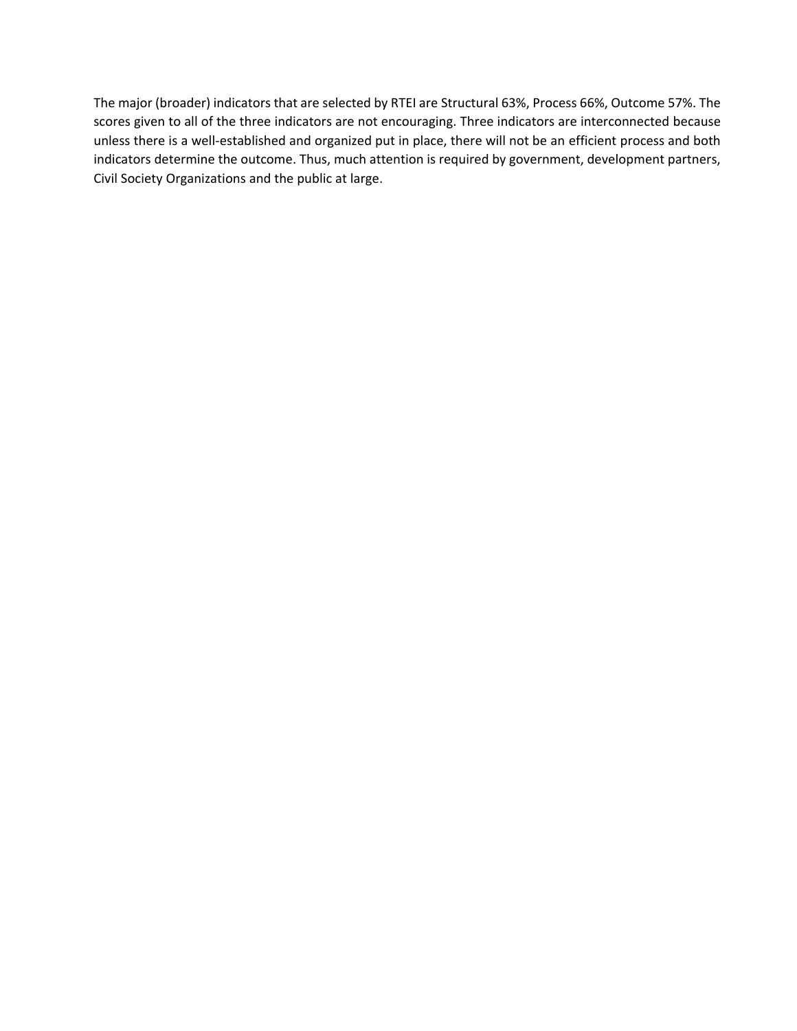The major (broader) indicators that are selected by RTEI are Structural 63%, Process 66%, Outcome 57%. The scores given to all of the three indicators are not encouraging. Three indicators are interconnected because unless there is a well-established and organized put in place, there will not be an efficient process and both indicators determine the outcome. Thus, much attention is required by government, development partners, Civil Society Organizations and the public at large.